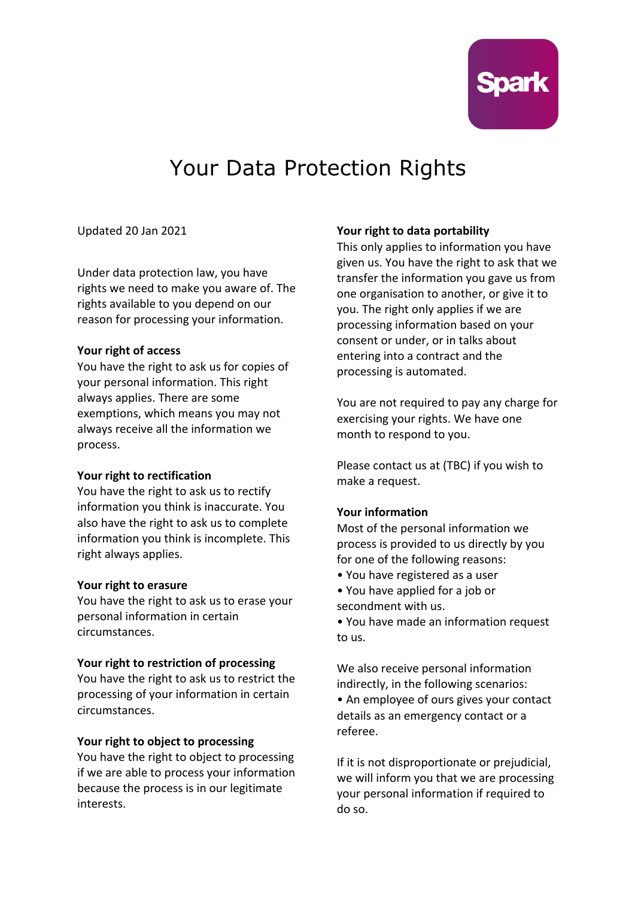# Your Data Protection Rights

Updated 20 Jan 2021

Under data protection law, you have rights we need to make you aware of. The rights available to you depend on our reason for processing your information.

**Your right of access**
You have the right to ask us for copies of your personal information. This right always applies. There are some exemptions, which means you may not always receive all the information we process.

**Your right to rectification**
You have the right to ask us to rectify information you think is inaccurate. You also have the right to ask us to complete information you think is incomplete. This right always applies.

**Your right to erasure**
You have the right to ask us to erase your personal information in certain circumstances.

**Your right to restriction of processing**
You have the right to ask us to restrict the processing of your information in certain circumstances.

**Your right to object to processing**
You have the right to object to processing if we are able to process your information because the process is in our legitimate interests.

**Your right to data portability**
This only applies to information you have given us. You have the right to ask that we transfer the information you gave us from one organisation to another, or give it to you. The right only applies if we are processing information based on your consent or under, or in talks about entering into a contract and the processing is automated.

You are not required to pay any charge for exercising your rights. We have one month to respond to you.

Please contact us at (TBC) if you wish to make a request.

**Your information**
Most of the personal information we process is provided to us directly by you for one of the following reasons:

- You have registered as a user
- You have applied for a job or secondment with us.
- You have made an information request to us.

We also receive personal information indirectly, in the following scenarios:

- An employee of ours gives your contact details as an emergency contact or a referee.

If it is not disproportionate or prejudicial, we will inform you that we are processing your personal information if required to do so.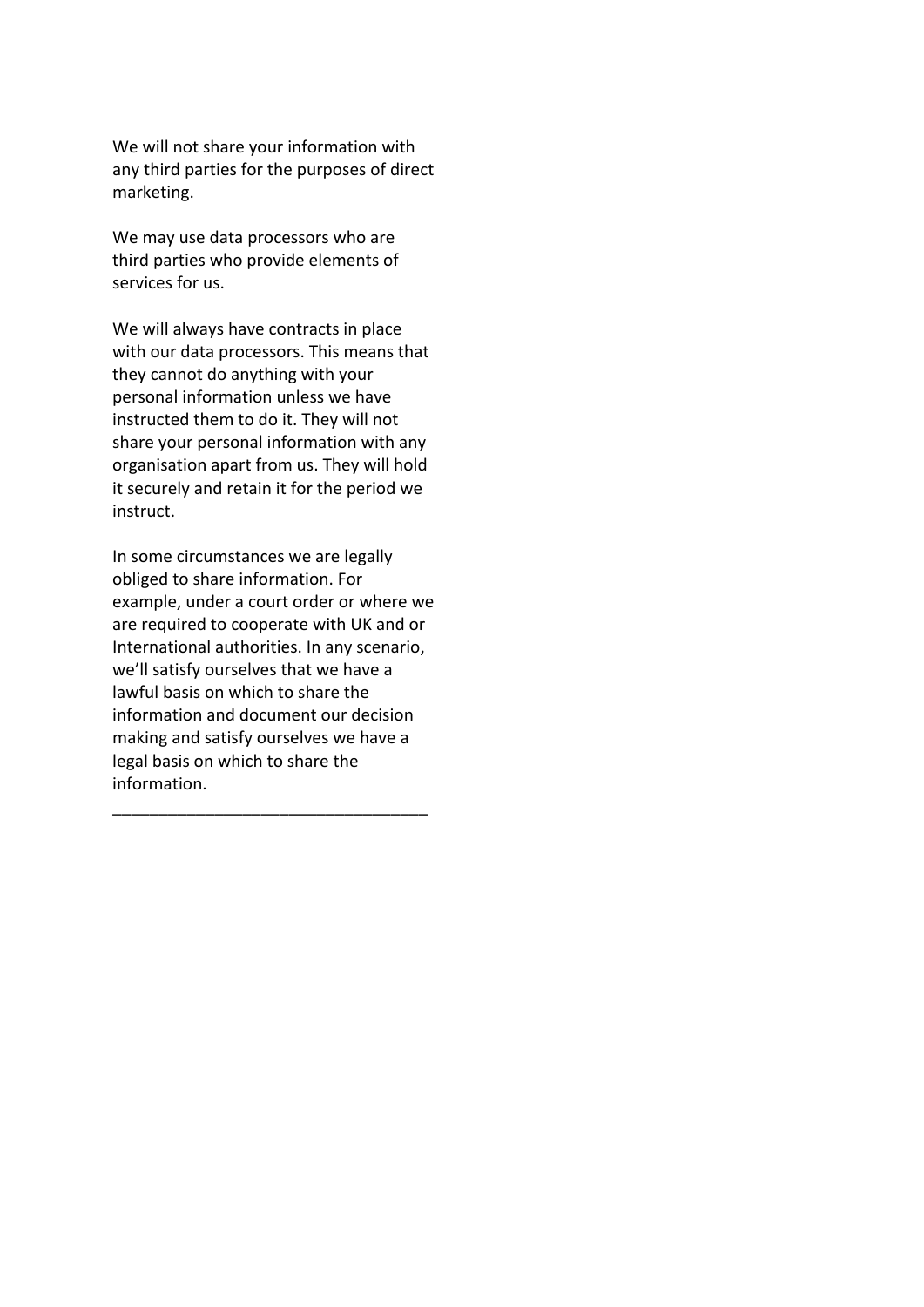We will not share your information with any third parties for the purposes of direct marketing.

We may use data processors who are third parties who provide elements of services for us.

We will always have contracts in place with our data processors. This means that they cannot do anything with your personal information unless we have instructed them to do it. They will not share your personal information with any organisation apart from us. They will hold it securely and retain it for the period we instruct.

In some circumstances we are legally obliged to share information. For example, under a court order or where we are required to cooperate with UK and or International authorities. In any scenario, we'll satisfy ourselves that we have a lawful basis on which to share the information and document our decision making and satisfy ourselves we have a legal basis on which to share the information.

---